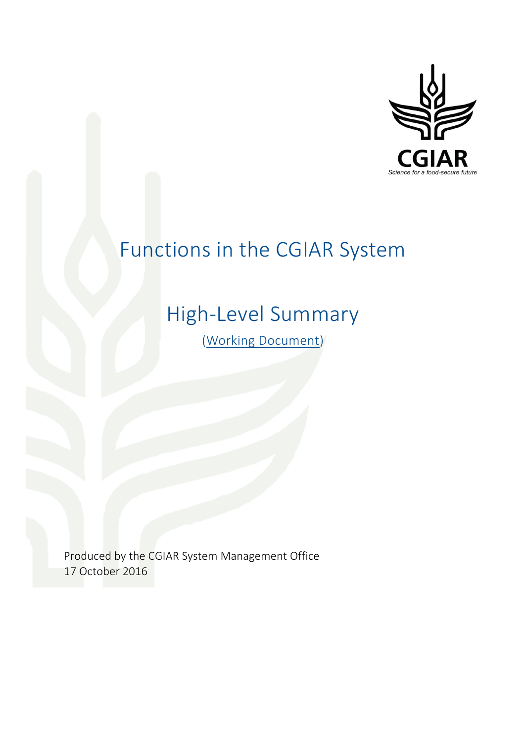# Functions in the CGIAR System

## High-Level Summary

(Working Document)

Produced by the CGIAR System Management Office
17 October 2016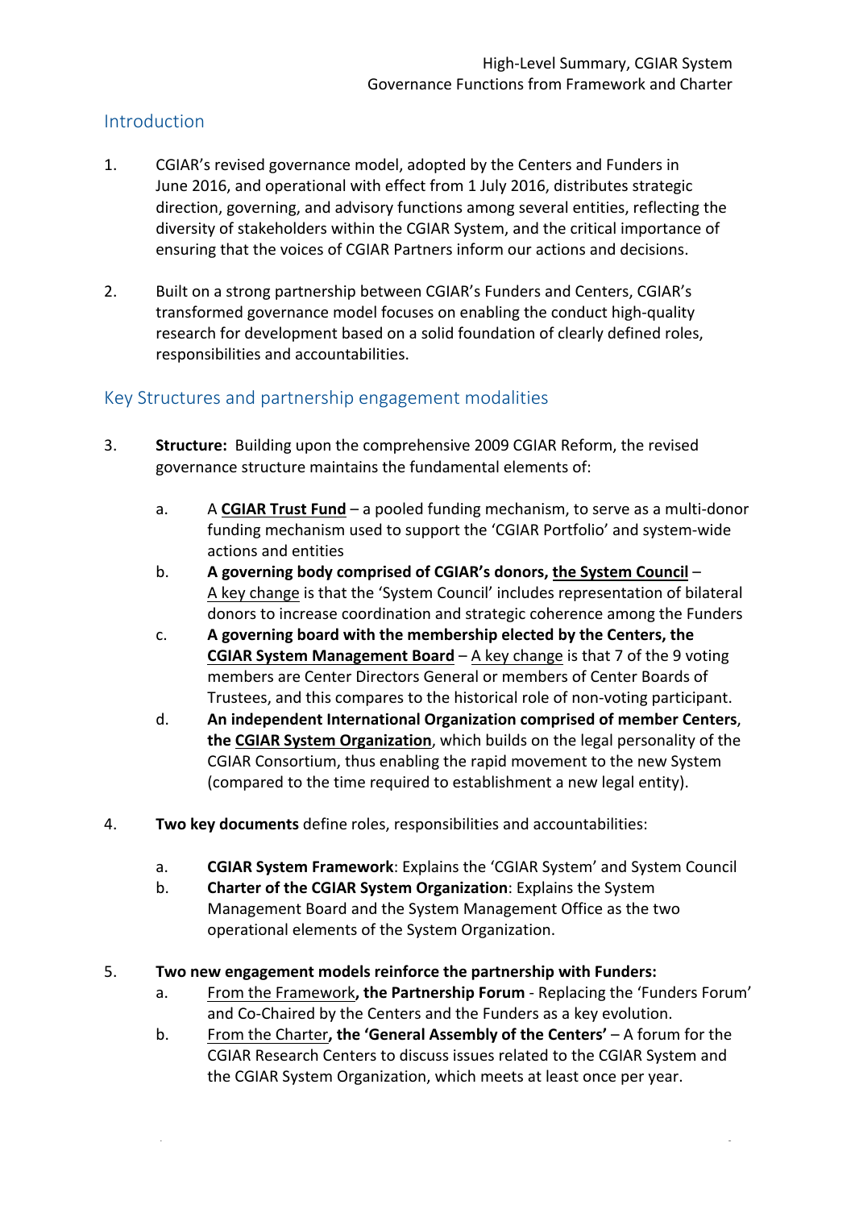## Introduction

1. CGIAR's revised governance model, adopted by the Centers and Funders in June 2016, and operational with effect from 1 July 2016, distributes strategic direction, governing, and advisory functions among several entities, reflecting the diversity of stakeholders within the CGIAR System, and the critical importance of ensuring that the voices of CGIAR Partners inform our actions and decisions.

2. Built on a strong partnership between CGIAR's Funders and Centers, CGIAR's transformed governance model focuses on enabling the conduct high-quality research for development based on a solid foundation of clearly defined roles, responsibilities and accountabilities.

## Key Structures and partnership engagement modalities

3. **Structure:** Building upon the comprehensive 2009 CGIAR Reform, the revised governance structure maintains the fundamental elements of:

   a. A **CGIAR Trust Fund** – a pooled funding mechanism, to serve as a multi-donor funding mechanism used to support the 'CGIAR Portfolio' and system-wide actions and entities

   b. **A governing body comprised of CGIAR's donors, the System Council** – A key change is that the 'System Council' includes representation of bilateral donors to increase coordination and strategic coherence among the Funders

   c. **A governing board with the membership elected by the Centers, the CGIAR System Management Board** – A key change is that 7 of the 9 voting members are Center Directors General or members of Center Boards of Trustees, and this compares to the historical role of non-voting participant.

   d. **An independent International Organization comprised of member Centers**, **the CGIAR System Organization**, which builds on the legal personality of the CGIAR Consortium, thus enabling the rapid movement to the new System (compared to the time required to establishment a new legal entity).

4. **Two key documents** define roles, responsibilities and accountabilities:

   a. **CGIAR System Framework**: Explains the 'CGIAR System' and System Council

   b. **Charter of the CGIAR System Organization**: Explains the System Management Board and the System Management Office as the two operational elements of the System Organization.

5. **Two new engagement models reinforce the partnership with Funders:**

   a. From the Framework**, the Partnership Forum** - Replacing the 'Funders Forum' and Co-Chaired by the Centers and the Funders as a key evolution.

   b. From the Charter**, the 'General Assembly of the Centers'** – A forum for the CGIAR Research Centers to discuss issues related to the CGIAR System and the CGIAR System Organization, which meets at least once per year.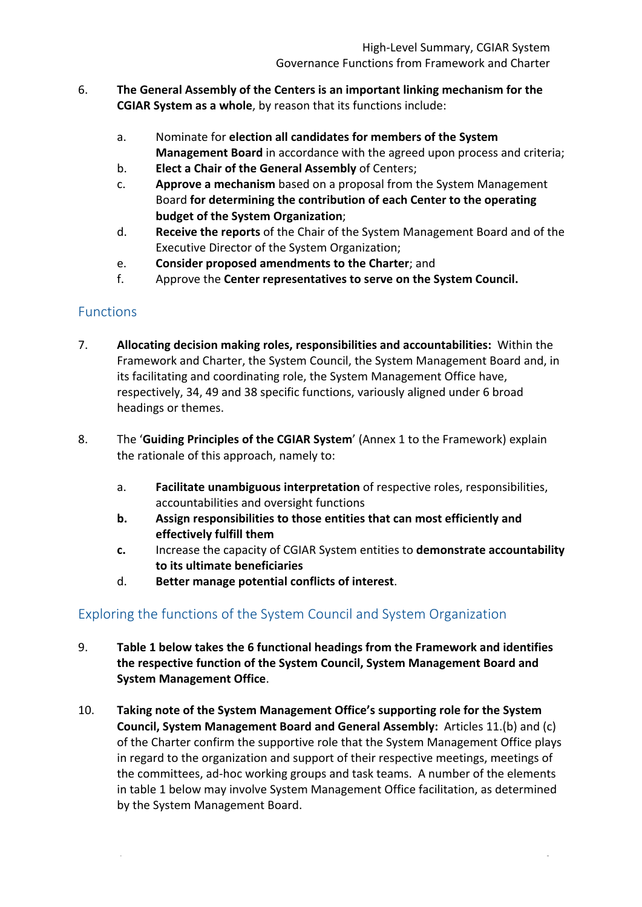6. **The General Assembly of the Centers is an important linking mechanism for the CGIAR System as a whole**, by reason that its functions include:

    a. Nominate for **election all candidates for members of the System Management Board** in accordance with the agreed upon process and criteria;
    b. **Elect a Chair of the General Assembly** of Centers;
    c. **Approve a mechanism** based on a proposal from the System Management Board **for determining the contribution of each Center to the operating budget of the System Organization**;
    d. **Receive the reports** of the Chair of the System Management Board and of the Executive Director of the System Organization;
    e. **Consider proposed amendments to the Charter**; and
    f. Approve the **Center representatives to serve on the System Council.**

## Functions

7. **Allocating decision making roles, responsibilities and accountabilities:** Within the Framework and Charter, the System Council, the System Management Board and, in its facilitating and coordinating role, the System Management Office have, respectively, 34, 49 and 38 specific functions, variously aligned under 6 broad headings or themes.

8. The '**Guiding Principles of the CGIAR System**' (Annex 1 to the Framework) explain the rationale of this approach, namely to:

    a. **Facilitate unambiguous interpretation** of respective roles, responsibilities, accountabilities and oversight functions
    **b.** **Assign responsibilities to those entities that can most efficiently and effectively fulfill them**
    **c.** Increase the capacity of CGIAR System entities to **demonstrate accountability to its ultimate beneficiaries**
    d. **Better manage potential conflicts of interest**.

## Exploring the functions of the System Council and System Organization

9. **Table 1 below takes the 6 functional headings from the Framework and identifies the respective function of the System Council, System Management Board and System Management Office**.

10. **Taking note of the System Management Office's supporting role for the System Council, System Management Board and General Assembly:** Articles 11.(b) and (c) of the Charter confirm the supportive role that the System Management Office plays in regard to the organization and support of their respective meetings, meetings of the committees, ad-hoc working groups and task teams. A number of the elements in table 1 below may involve System Management Office facilitation, as determined by the System Management Board.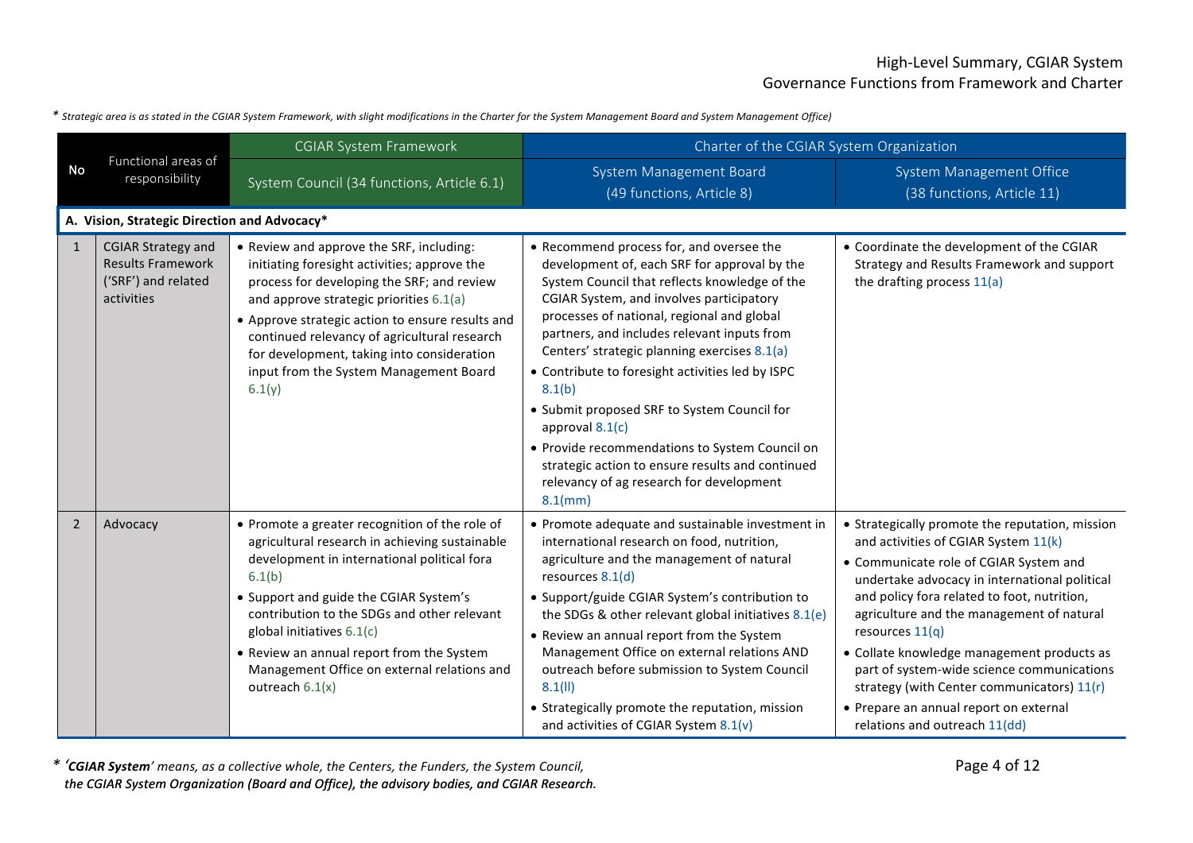* *Strategic area is as stated in the CGIAR System Framework, with slight modifications in the Charter for the System Management Board and System Management Office)*

| No | Functional areas of responsibility | CGIAR System Framework | Charter of the CGIAR System Organization | |
|---|---|---|---|---|
| | | System Council (34 functions, Article 6.1) | System Management Board (49 functions, Article 8) | System Management Office (38 functions, Article 11) |
| **A. Vision, Strategic Direction and Advocacy*** | | | | |
| 1 | CGIAR Strategy and Results Framework ('SRF') and related activities | • Review and approve the SRF, including: initiating foresight activities; approve the process for developing the SRF; and review and approve strategic priorities 6.1(a)<br>• Approve strategic action to ensure results and continued relevancy of agricultural research for development, taking into consideration input from the System Management Board 6.1(y) | • Recommend process for, and oversee the development of, each SRF for approval by the System Council that reflects knowledge of the CGIAR System, and involves participatory processes of national, regional and global partners, and includes relevant inputs from Centers' strategic planning exercises 8.1(a)<br>• Contribute to foresight activities led by ISPC 8.1(b)<br>• Submit proposed SRF to System Council for approval 8.1(c)<br>• Provide recommendations to System Council on strategic action to ensure results and continued relevancy of ag research for development 8.1(mm) | • Coordinate the development of the CGIAR Strategy and Results Framework and support the drafting process 11(a) |
| 2 | Advocacy | • Promote a greater recognition of the role of agricultural research in achieving sustainable development in international political fora 6.1(b)<br>• Support and guide the CGIAR System's contribution to the SDGs and other relevant global initiatives 6.1(c)<br>• Review an annual report from the System Management Office on external relations and outreach 6.1(x) | • Promote adequate and sustainable investment in international research on food, nutrition, agriculture and the management of natural resources 8.1(d)<br>• Support/guide CGIAR System's contribution to the SDGs & other relevant global initiatives 8.1(e)<br>• Review an annual report from the System Management Office on external relations AND outreach before submission to System Council 8.1(ll)<br>• Strategically promote the reputation, mission and activities of CGIAR System 8.1(v) | • Strategically promote the reputation, mission and activities of CGIAR System 11(k)<br>• Communicate role of CGIAR System and undertake advocacy in international political and policy fora related to foot, nutrition, agriculture and the management of natural resources 11(q)<br>• Collate knowledge management products as part of system-wide science communications strategy (with Center communicators) 11(r)<br>• Prepare an annual report on external relations and outreach 11(dd) |

* *'**CGIAR System**' means, as a collective whole, the Centers, the Funders, the System Council, the CGIAR System Organization (Board and Office), the advisory bodies, and CGIAR Research.*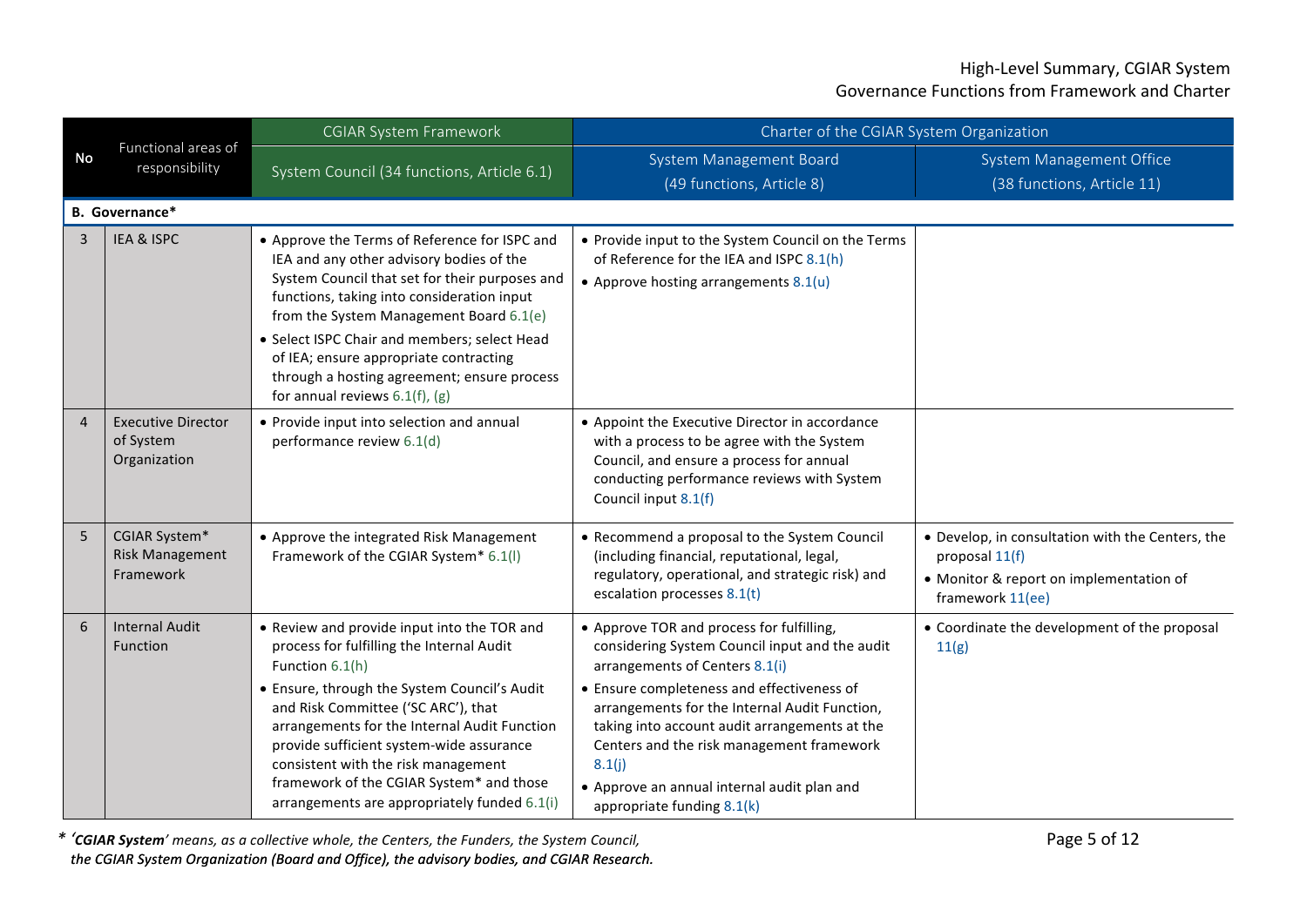| No | Functional areas of responsibility | CGIAR System Framework | Charter of the CGIAR System Organization | |
|---|---|---|---|---|
| | | System Council (34 functions, Article 6.1) | System Management Board (49 functions, Article 8) | System Management Office (38 functions, Article 11) |
| **B. Governance*** | | | | |
| 3 | IEA & ISPC | • Approve the Terms of Reference for ISPC and IEA and any other advisory bodies of the System Council that set for their purposes and functions, taking into consideration input from the System Management Board 6.1(e)<br>• Select ISPC Chair and members; select Head of IEA; ensure appropriate contracting through a hosting agreement; ensure process for annual reviews 6.1(f), (g) | • Provide input to the System Council on the Terms of Reference for the IEA and ISPC 8.1(h)<br>• Approve hosting arrangements 8.1(u) | |
| 4 | Executive Director of System Organization | • Provide input into selection and annual performance review 6.1(d) | • Appoint the Executive Director in accordance with a process to be agree with the System Council, and ensure a process for annual conducting performance reviews with System Council input 8.1(f) | |
| 5 | CGIAR System* Risk Management Framework | • Approve the integrated Risk Management Framework of the CGIAR System* 6.1(l) | • Recommend a proposal to the System Council (including financial, reputational, legal, regulatory, operational, and strategic risk) and escalation processes 8.1(t) | • Develop, in consultation with the Centers, the proposal 11(f)<br>• Monitor & report on implementation of framework 11(ee) |
| 6 | Internal Audit Function | • Review and provide input into the TOR and process for fulfilling the Internal Audit Function 6.1(h)<br>• Ensure, through the System Council's Audit and Risk Committee ('SC ARC'), that arrangements for the Internal Audit Function provide sufficient system-wide assurance consistent with the risk management framework of the CGIAR System* and those arrangements are appropriately funded 6.1(i) | • Approve TOR and process for fulfilling, considering System Council input and the audit arrangements of Centers 8.1(i)<br>• Ensure completeness and effectiveness of arrangements for the Internal Audit Function, taking into account audit arrangements at the Centers and the risk management framework 8.1(j)<br>• Approve an annual internal audit plan and appropriate funding 8.1(k) | • Coordinate the development of the proposal 11(g) |

\* *'**CGIAR System**' means, as a collective whole, the Centers, the Funders, the System Council, the CGIAR System Organization (Board and Office), the advisory bodies, and CGIAR Research.*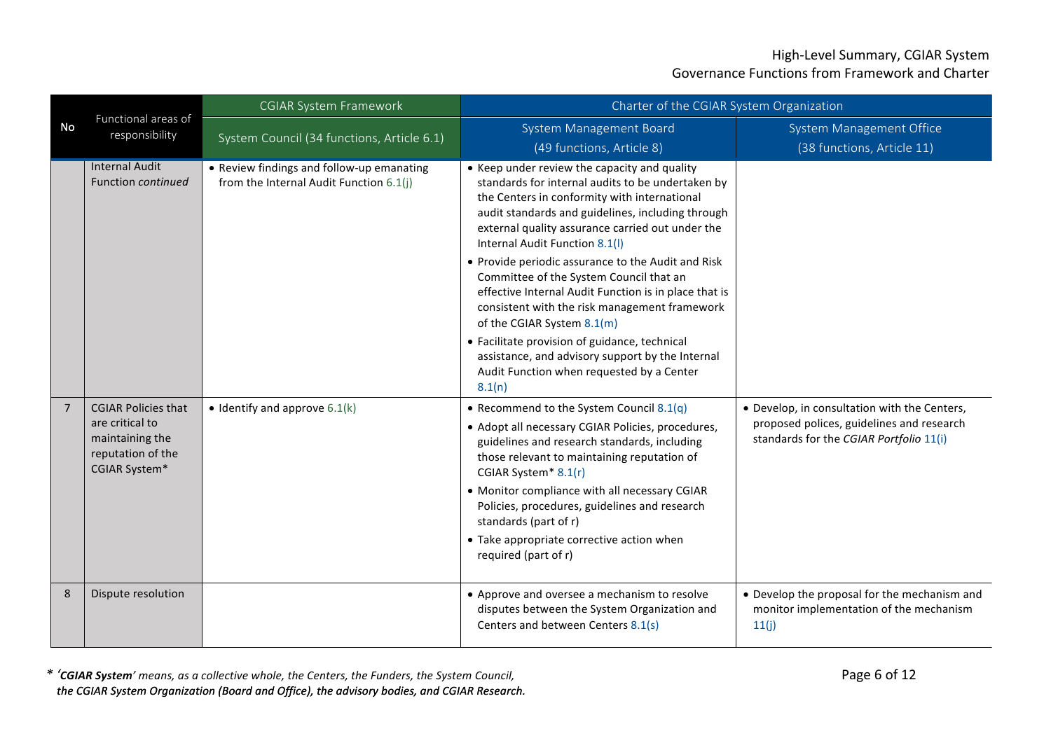| No | Functional areas of responsibility | CGIAR System Framework | Charter of the CGIAR System Organization | |
|---|---|---|---|---|
| | | System Council (34 functions, Article 6.1) | System Management Board (49 functions, Article 8) | System Management Office (38 functions, Article 11) |
| | Internal Audit Function *continued* | • Review findings and follow-up emanating from the Internal Audit Function 6.1(j) | • Keep under review the capacity and quality standards for internal audits to be undertaken by the Centers in conformity with international audit standards and guidelines, including through external quality assurance carried out under the Internal Audit Function 8.1(l)<br>• Provide periodic assurance to the Audit and Risk Committee of the System Council that an effective Internal Audit Function is in place that is consistent with the risk management framework of the CGIAR System 8.1(m)<br>• Facilitate provision of guidance, technical assistance, and advisory support by the Internal Audit Function when requested by a Center 8.1(n) | |
| 7 | CGIAR Policies that are critical to maintaining the reputation of the CGIAR System* | • Identify and approve 6.1(k) | • Recommend to the System Council 8.1(q)<br>• Adopt all necessary CGIAR Policies, procedures, guidelines and research standards, including those relevant to maintaining reputation of CGIAR System* 8.1(r)<br>• Monitor compliance with all necessary CGIAR Policies, procedures, guidelines and research standards (part of r)<br>• Take appropriate corrective action when required (part of r) | • Develop, in consultation with the Centers, proposed polices, guidelines and research standards for the *CGIAR Portfolio* 11(i) |
| 8 | Dispute resolution | | • Approve and oversee a mechanism to resolve disputes between the System Organization and Centers and between Centers 8.1(s) | • Develop the proposal for the mechanism and monitor implementation of the mechanism 11(j) |

\* *'**CGIAR System**' means, as a collective whole, the Centers, the Funders, the System Council,* ***the CGIAR System Organization (Board and Office), the advisory bodies, and CGIAR Research.***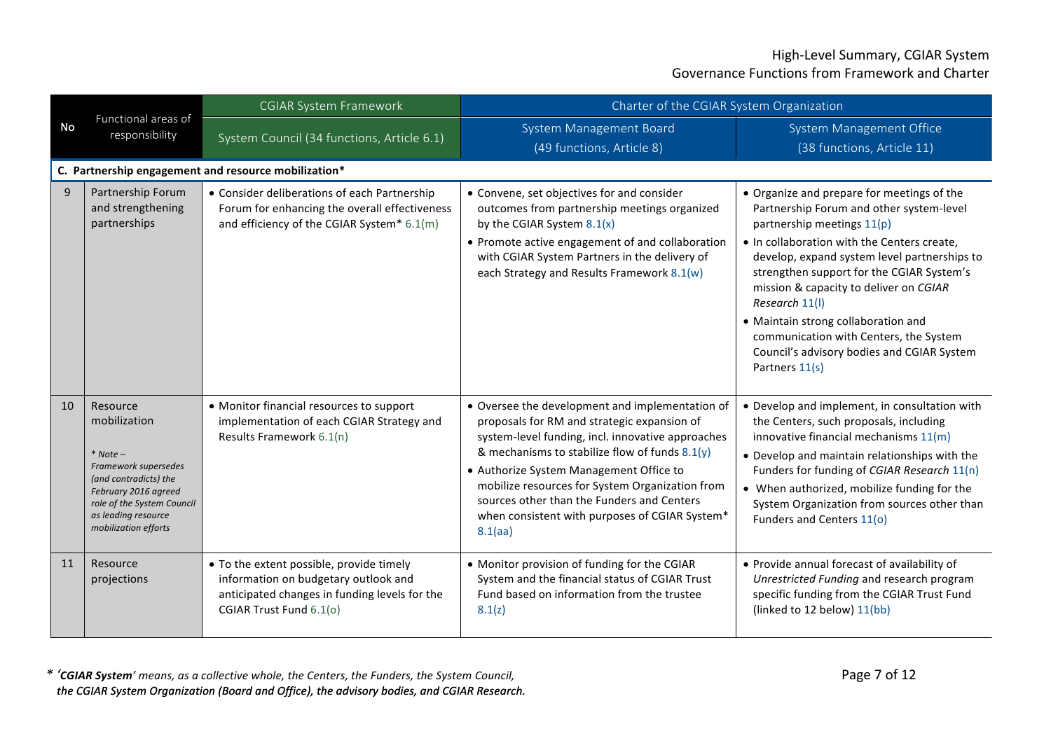| No | Functional areas of responsibility | CGIAR System Framework | Charter of the CGIAR System Organization | |
|---|---|---|---|---|
| | | System Council (34 functions, Article 6.1) | System Management Board (49 functions, Article 8) | System Management Office (38 functions, Article 11) |
| **C. Partnership engagement and resource mobilization*** | | | | |
| 9 | Partnership Forum and strengthening partnerships | • Consider deliberations of each Partnership Forum for enhancing the overall effectiveness and efficiency of the CGIAR System* 6.1(m) | • Convene, set objectives for and consider outcomes from partnership meetings organized by the CGIAR System 8.1(x)<br>• Promote active engagement of and collaboration with CGIAR System Partners in the delivery of each Strategy and Results Framework 8.1(w) | • Organize and prepare for meetings of the Partnership Forum and other system-level partnership meetings 11(p)<br>• In collaboration with the Centers create, develop, expand system level partnerships to strengthen support for the CGIAR System's mission & capacity to deliver on *CGIAR Research* 11(l)<br>• Maintain strong collaboration and communication with Centers, the System Council's advisory bodies and CGIAR System Partners 11(s) |
| 10 | Resource mobilization<br><br>*\* Note – Framework supersedes (and contradicts) the February 2016 agreed role of the System Council as leading resource mobilization efforts* | • Monitor financial resources to support implementation of each CGIAR Strategy and Results Framework 6.1(n) | • Oversee the development and implementation of proposals for RM and strategic expansion of system-level funding, incl. innovative approaches & mechanisms to stabilize flow of funds 8.1(y)<br>• Authorize System Management Office to mobilize resources for System Organization from sources other than the Funders and Centers when consistent with purposes of CGIAR System* 8.1(aa) | • Develop and implement, in consultation with the Centers, such proposals, including innovative financial mechanisms 11(m)<br>• Develop and maintain relationships with the Funders for funding of *CGIAR Research* 11(n)<br>• When authorized, mobilize funding for the System Organization from sources other than Funders and Centers 11(o) |
| 11 | Resource projections | • To the extent possible, provide timely information on budgetary outlook and anticipated changes in funding levels for the CGIAR Trust Fund 6.1(o) | • Monitor provision of funding for the CGIAR System and the financial status of CGIAR Trust Fund based on information from the trustee 8.1(z) | • Provide annual forecast of availability of *Unrestricted Funding* and research program specific funding from the CGIAR Trust Fund (linked to 12 below) 11(bb) |

\* *'**CGIAR System**' means, as a collective whole, the Centers, the Funders, the System Council, the CGIAR System Organization (Board and Office), the advisory bodies, and CGIAR Research.*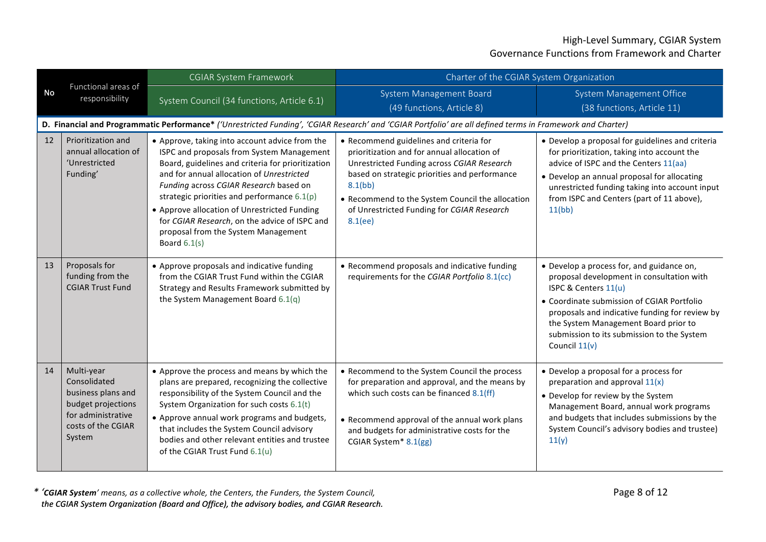| No | Functional areas of responsibility | CGIAR System Framework | Charter of the CGIAR System Organization | |
|---|---|---|---|---|
| | | System Council (34 functions, Article 6.1) | System Management Board (49 functions, Article 8) | System Management Office (38 functions, Article 11) |
| **D. Financial and Programmatic Performance*** *('Unrestricted Funding', 'CGIAR Research' and 'CGIAR Portfolio' are all defined terms in Framework and Charter)* | | | | |
| 12 | Prioritization and annual allocation of 'Unrestricted Funding' | • Approve, taking into account advice from the ISPC and proposals from System Management Board, guidelines and criteria for prioritization and for annual allocation of *Unrestricted Funding* across *CGIAR Research* based on strategic priorities and performance 6.1(p)<br>• Approve allocation of Unrestricted Funding for *CGIAR Research*, on the advice of ISPC and proposal from the System Management Board 6.1(s) | • Recommend guidelines and criteria for prioritization and for annual allocation of Unrestricted Funding across *CGIAR Research* based on strategic priorities and performance 8.1(bb)<br>• Recommend to the System Council the allocation of Unrestricted Funding for *CGIAR Research* 8.1(ee) | • Develop a proposal for guidelines and criteria for prioritization, taking into account the advice of ISPC and the Centers 11(aa)<br>• Develop an annual proposal for allocating unrestricted funding taking into account input from ISPC and Centers (part of 11 above), 11(bb) |
| 13 | Proposals for funding from the CGIAR Trust Fund | • Approve proposals and indicative funding from the CGIAR Trust Fund within the CGIAR Strategy and Results Framework submitted by the System Management Board 6.1(q) | • Recommend proposals and indicative funding requirements for the *CGIAR Portfolio* 8.1(cc) | • Develop a process for, and guidance on, proposal development in consultation with ISPC & Centers 11(u)<br>• Coordinate submission of CGIAR Portfolio proposals and indicative funding for review by the System Management Board prior to submission to its submission to the System Council 11(v) |
| 14 | Multi-year Consolidated business plans and budget projections for administrative costs of the CGIAR System | • Approve the process and means by which the plans are prepared, recognizing the collective responsibility of the System Council and the System Organization for such costs 6.1(t)<br>• Approve annual work programs and budgets, that includes the System Council advisory bodies and other relevant entities and trustee of the CGIAR Trust Fund 6.1(u) | • Recommend to the System Council the process for preparation and approval, and the means by which such costs can be financed 8.1(ff)<br>• Recommend approval of the annual work plans and budgets for administrative costs for the CGIAR System* 8.1(gg) | • Develop a proposal for a process for preparation and approval 11(x)<br>• Develop for review by the System Management Board, annual work programs and budgets that includes submissions by the System Council's advisory bodies and trustee) 11(y) |

\* *'**CGIAR System**' means, as a collective whole, the Centers, the Funders, the System Council, **the CGIAR System Organization (Board and Office), the advisory bodies, and CGIAR Research.***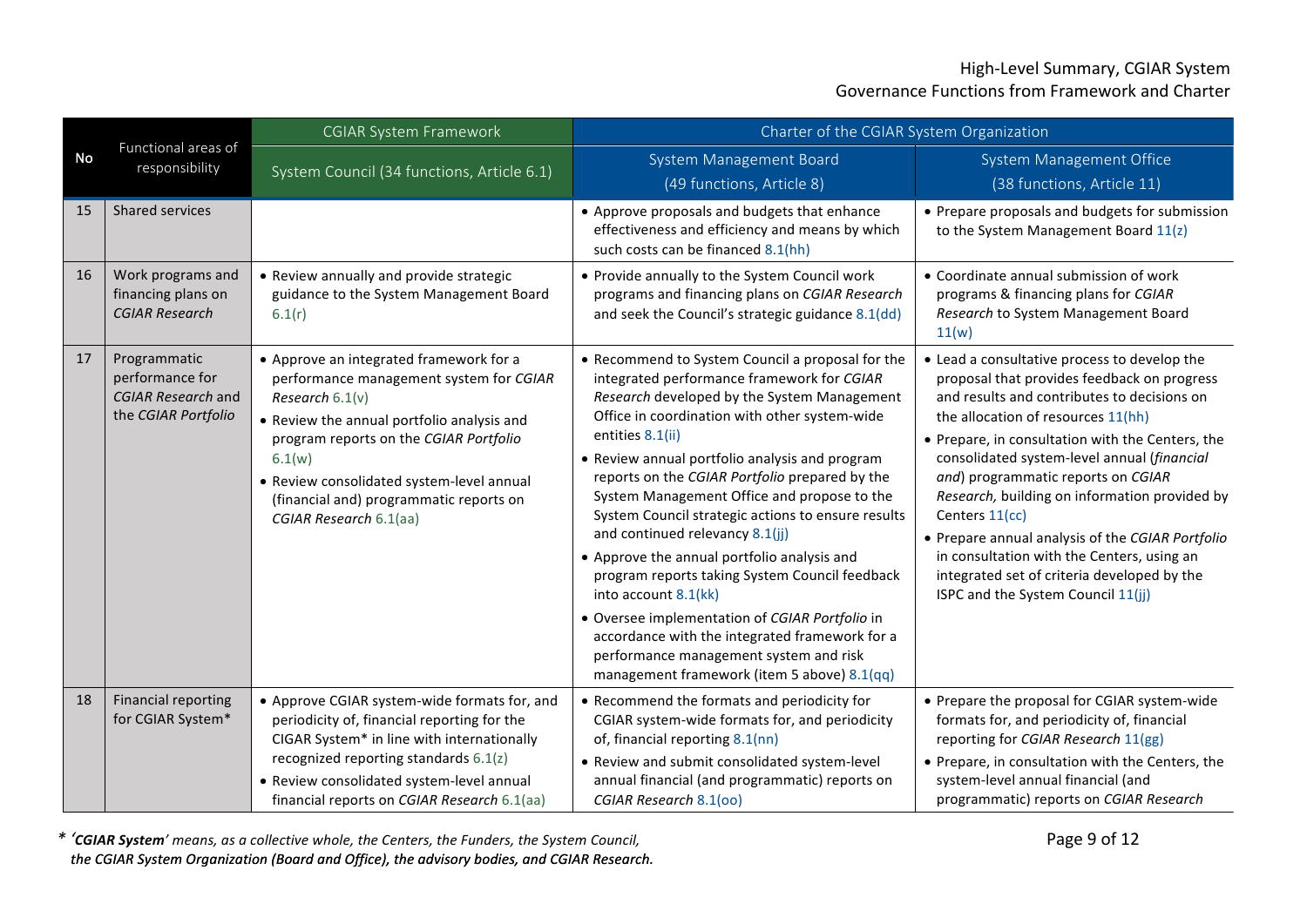| No | Functional areas of responsibility | CGIAR System Framework | Charter of the CGIAR System Organization | |
|---|---|---|---|---|
| | | System Council (34 functions, Article 6.1) | System Management Board (49 functions, Article 8) | System Management Office (38 functions, Article 11) |
| 15 | Shared services | | • Approve proposals and budgets that enhance effectiveness and efficiency and means by which such costs can be financed 8.1(hh) | • Prepare proposals and budgets for submission to the System Management Board 11(z) |
| 16 | Work programs and financing plans on *CGIAR Research* | • Review annually and provide strategic guidance to the System Management Board 6.1(r) | • Provide annually to the System Council work programs and financing plans on *CGIAR Research* and seek the Council's strategic guidance 8.1(dd) | • Coordinate annual submission of work programs & financing plans for *CGIAR Research* to System Management Board 11(w) |
| 17 | Programmatic performance for *CGIAR Research* and the *CGIAR Portfolio* | • Approve an integrated framework for a performance management system for *CGIAR Research* 6.1(v)<br>• Review the annual portfolio analysis and program reports on the *CGIAR Portfolio* 6.1(w)<br>• Review consolidated system-level annual (financial and) programmatic reports on *CGIAR Research* 6.1(aa) | • Recommend to System Council a proposal for the integrated performance framework for *CGIAR Research* developed by the System Management Office in coordination with other system-wide entities 8.1(ii)<br>• Review annual portfolio analysis and program reports on the *CGIAR Portfolio* prepared by the System Management Office and propose to the System Council strategic actions to ensure results and continued relevancy 8.1(jj)<br>• Approve the annual portfolio analysis and program reports taking System Council feedback into account 8.1(kk)<br>• Oversee implementation of *CGIAR Portfolio* in accordance with the integrated framework for a performance management system and risk management framework (item 5 above) 8.1(qq) | • Lead a consultative process to develop the proposal that provides feedback on progress and results and contributes to decisions on the allocation of resources 11(hh)<br>• Prepare, in consultation with the Centers, the consolidated system-level annual (*financial and*) programmatic reports on *CGIAR Research,* building on information provided by Centers 11(cc)<br>• Prepare annual analysis of the *CGIAR Portfolio* in consultation with the Centers, using an integrated set of criteria developed by the ISPC and the System Council 11(jj) |
| 18 | Financial reporting for CGIAR System* | • Approve CGIAR system-wide formats for, and periodicity of, financial reporting for the CIGAR System* in line with internationally recognized reporting standards 6.1(z)<br>• Review consolidated system-level annual financial reports on *CGIAR Research* 6.1(aa) | • Recommend the formats and periodicity for CGIAR system-wide formats for, and periodicity of, financial reporting 8.1(nn)<br>• Review and submit consolidated system-level annual financial (and programmatic) reports on *CGIAR Research* 8.1(oo) | • Prepare the proposal for CGIAR system-wide formats for, and periodicity of, financial reporting for *CGIAR Research* 11(gg)<br>• Prepare, in consultation with the Centers, the system-level annual financial (and programmatic) reports on *CGIAR Research* |

* *'**CGIAR System**' means, as a collective whole, the Centers, the Funders, the System Council, the CGIAR System Organization (Board and Office), the advisory bodies, and CGIAR Research.*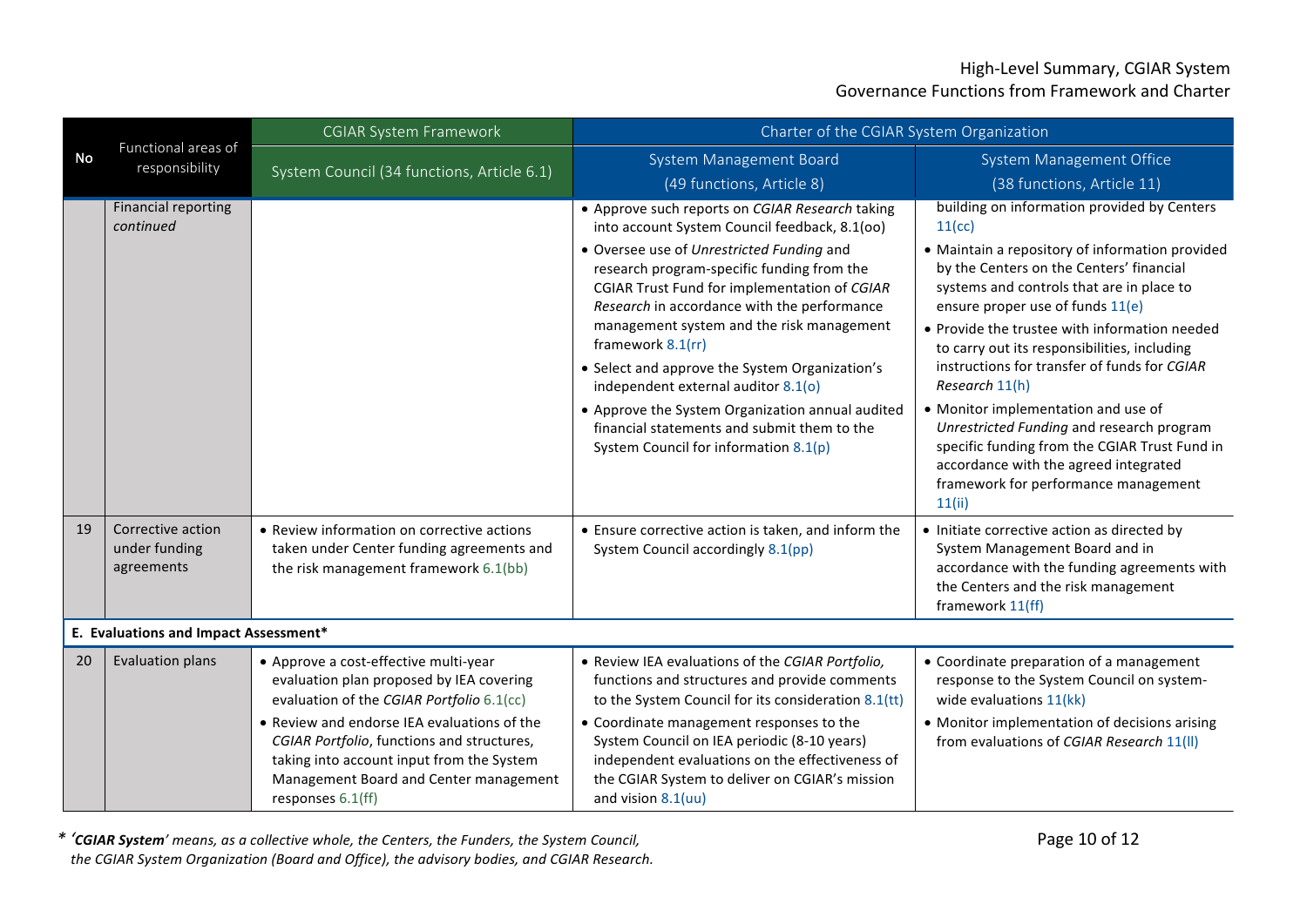| No | Functional areas of responsibility | CGIAR System Framework | Charter of the CGIAR System Organization | |
|---|---|---|---|---|
| | | System Council (34 functions, Article 6.1) | System Management Board (49 functions, Article 8) | System Management Office (38 functions, Article 11) |
| | Financial reporting *continued* | | • Approve such reports on *CGIAR Research* taking into account System Council feedback, 8.1(oo)<br>• Oversee use of *Unrestricted Funding* and research program-specific funding from the CGIAR Trust Fund for implementation of *CGIAR Research* in accordance with the performance management system and the risk management framework 8.1(rr)<br>• Select and approve the System Organization's independent external auditor 8.1(o)<br>• Approve the System Organization annual audited financial statements and submit them to the System Council for information 8.1(p) | building on information provided by Centers 11(cc)<br>• Maintain a repository of information provided by the Centers on the Centers' financial systems and controls that are in place to ensure proper use of funds 11(e)<br>• Provide the trustee with information needed to carry out its responsibilities, including instructions for transfer of funds for *CGIAR Research* 11(h)<br>• Monitor implementation and use of *Unrestricted Funding* and research program specific funding from the CGIAR Trust Fund in accordance with the agreed integrated framework for performance management 11(ii) |
| 19 | Corrective action under funding agreements | • Review information on corrective actions taken under Center funding agreements and the risk management framework 6.1(bb) | • Ensure corrective action is taken, and inform the System Council accordingly 8.1(pp) | • Initiate corrective action as directed by System Management Board and in accordance with the funding agreements with the Centers and the risk management framework 11(ff) |
| **E. Evaluations and Impact Assessment*** | | | | |
| 20 | Evaluation plans | • Approve a cost-effective multi-year evaluation plan proposed by IEA covering evaluation of the *CGIAR Portfolio* 6.1(cc)<br>• Review and endorse IEA evaluations of the *CGIAR Portfolio*, functions and structures, taking into account input from the System Management Board and Center management responses 6.1(ff) | • Review IEA evaluations of the *CGIAR Portfolio,* functions and structures and provide comments to the System Council for its consideration 8.1(tt)<br>• Coordinate management responses to the System Council on IEA periodic (8-10 years) independent evaluations on the effectiveness of the CGIAR System to deliver on CGIAR's mission and vision 8.1(uu) | • Coordinate preparation of a management response to the System Council on system-wide evaluations 11(kk)<br>• Monitor implementation of decisions arising from evaluations of *CGIAR Research* 11(ll) |

* *'**CGIAR System**' means, as a collective whole, the Centers, the Funders, the System Council, the CGIAR System Organization (Board and Office), the advisory bodies, and CGIAR Research.*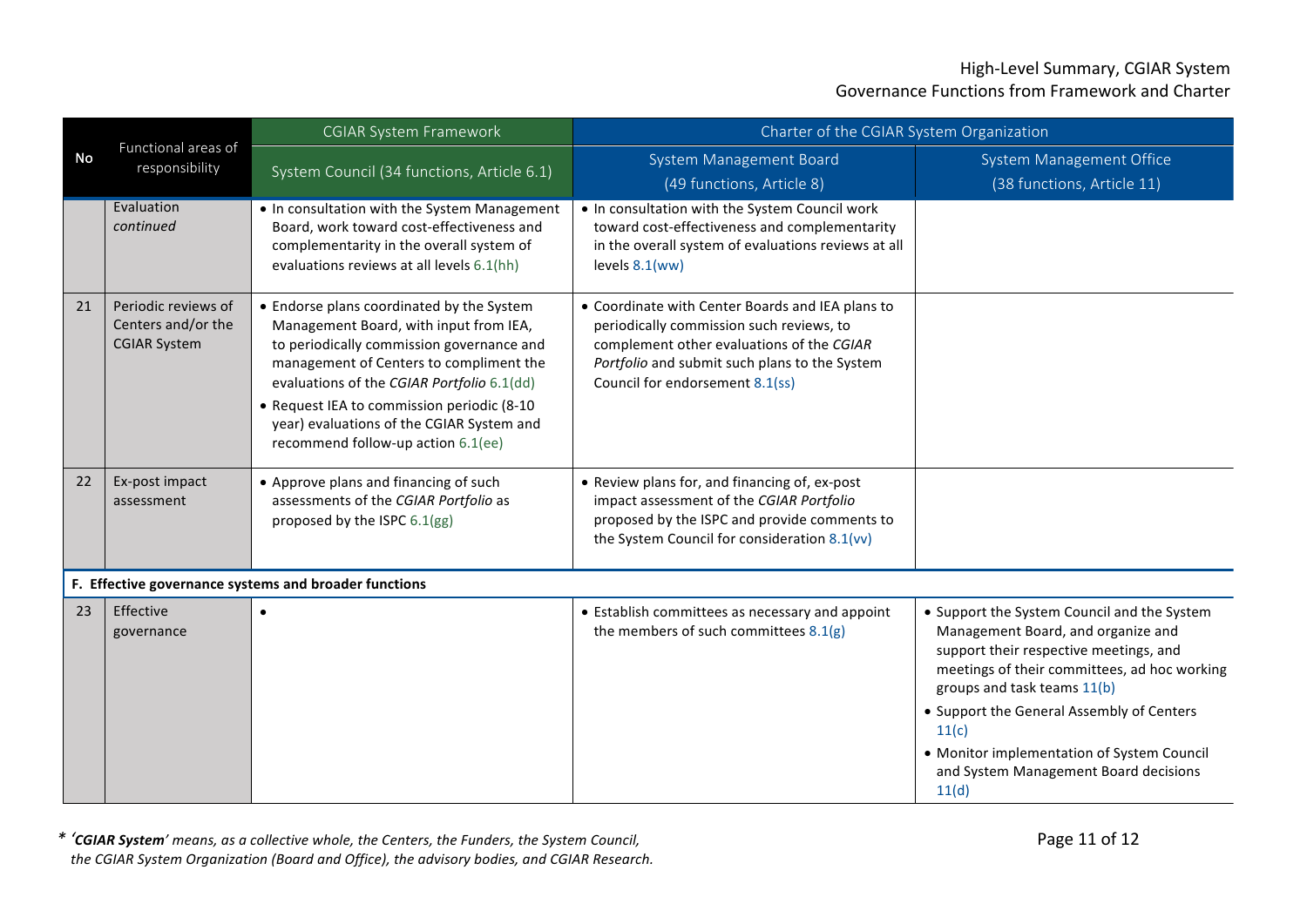| No | Functional areas of responsibility | CGIAR System Framework | Charter of the CGIAR System Organization | |
|---|---|---|---|---|
| | | System Council (34 functions, Article 6.1) | System Management Board (49 functions, Article 8) | System Management Office (38 functions, Article 11) |
| | Evaluation *continued* | • In consultation with the System Management Board, work toward cost-effectiveness and complementarity in the overall system of evaluations reviews at all levels 6.1(hh) | • In consultation with the System Council work toward cost-effectiveness and complementarity in the overall system of evaluations reviews at all levels 8.1(ww) | |
| 21 | Periodic reviews of Centers and/or the CGIAR System | • Endorse plans coordinated by the System Management Board, with input from IEA, to periodically commission governance and management of Centers to compliment the evaluations of the *CGIAR Portfolio* 6.1(dd)<br>• Request IEA to commission periodic (8-10 year) evaluations of the CGIAR System and recommend follow-up action 6.1(ee) | • Coordinate with Center Boards and IEA plans to periodically commission such reviews, to complement other evaluations of the *CGIAR Portfolio* and submit such plans to the System Council for endorsement 8.1(ss) | |
| 22 | Ex-post impact assessment | • Approve plans and financing of such assessments of the *CGIAR Portfolio* as proposed by the ISPC 6.1(gg) | • Review plans for, and financing of, ex-post impact assessment of the *CGIAR Portfolio* proposed by the ISPC and provide comments to the System Council for consideration 8.1(vv) | |
| **F. Effective governance systems and broader functions** | | | | |
| 23 | Effective governance | • | • Establish committees as necessary and appoint the members of such committees 8.1(g) | • Support the System Council and the System Management Board, and organize and support their respective meetings, and meetings of their committees, ad hoc working groups and task teams 11(b)<br>• Support the General Assembly of Centers 11(c)<br>• Monitor implementation of System Council and System Management Board decisions 11(d) |

* *'**CGIAR System**' means, as a collective whole, the Centers, the Funders, the System Council, the CGIAR System Organization (Board and Office), the advisory bodies, and CGIAR Research.*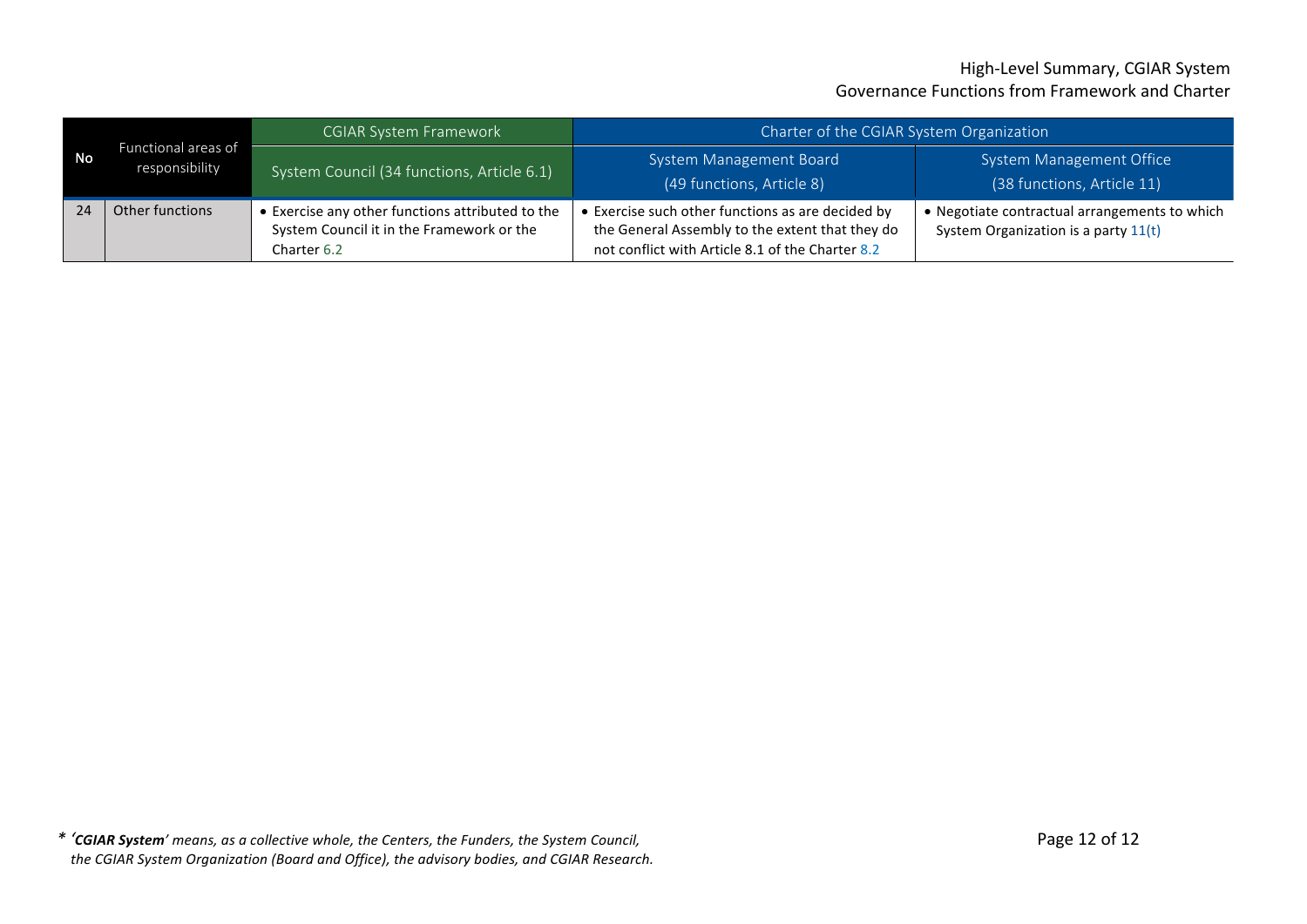| No | Functional areas of responsibility | CGIAR System Framework | Charter of the CGIAR System Organization | |
|---|---|---|---|---|
| | | System Council (34 functions, Article 6.1) | System Management Board (49 functions, Article 8) | System Management Office (38 functions, Article 11) |
| 24 | Other functions | • Exercise any other functions attributed to the System Council it in the Framework or the Charter 6.2 | • Exercise such other functions as are decided by the General Assembly to the extent that they do not conflict with Article 8.1 of the Charter 8.2 | • Negotiate contractual arrangements to which System Organization is a party 11(t) |

* *'**CGIAR System**' means, as a collective whole, the Centers, the Funders, the System Council, the CGIAR System Organization (Board and Office), the advisory bodies, and CGIAR Research.*